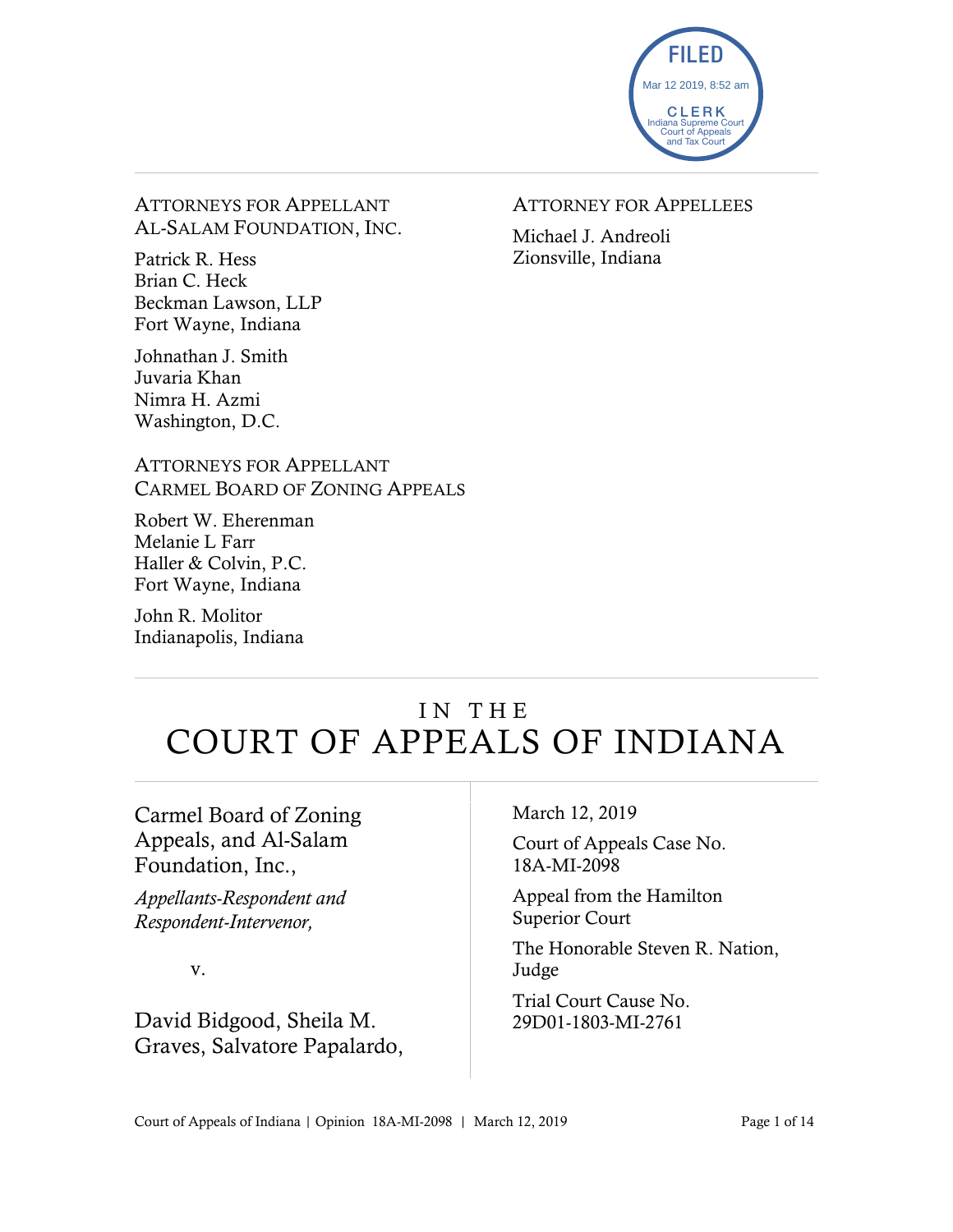FILED
Mar 12 2019, 8:52 am
CLERK
Indiana Supreme Court
Court of Appeals
and Tax Court

ATTORNEYS FOR APPELLANT
AL-SALAM FOUNDATION, INC.

Patrick R. Hess
Brian C. Heck
Beckman Lawson, LLP
Fort Wayne, Indiana

Johnathan J. Smith
Juvaria Khan
Nimra H. Azmi
Washington, D.C.

ATTORNEYS FOR APPELLANT
CARMEL BOARD OF ZONING APPEALS

Robert W. Eherenman
Melanie L Farr
Haller & Colvin, P.C.
Fort Wayne, Indiana

John R. Molitor
Indianapolis, Indiana

ATTORNEY FOR APPELLEES

Michael J. Andreoli
Zionsville, Indiana

# IN THE COURT OF APPEALS OF INDIANA

Carmel Board of Zoning Appeals, and Al-Salam Foundation, Inc.,

*Appellants-Respondent and Respondent-Intervenor,*

v.

David Bidgood, Sheila M. Graves, Salvatore Papalardo,

March 12, 2019

Court of Appeals Case No. 18A-MI-2098

Appeal from the Hamilton Superior Court

The Honorable Steven R. Nation, Judge

Trial Court Cause No. 29D01-1803-MI-2761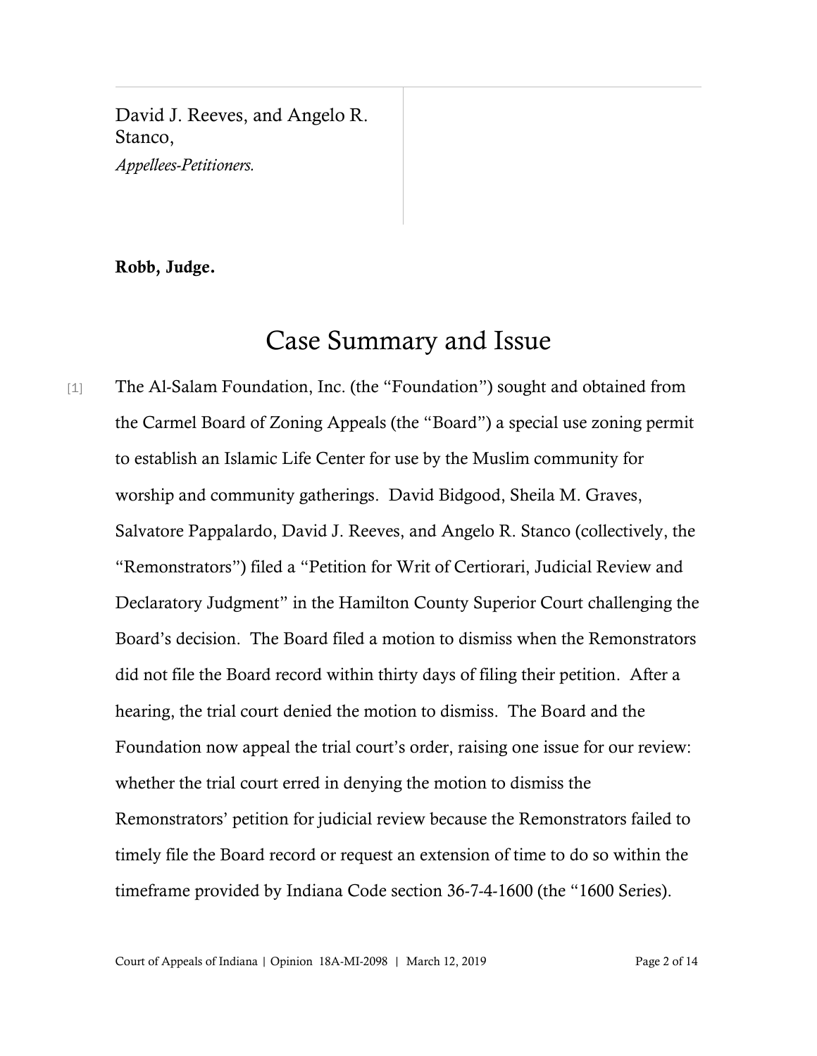David J. Reeves, and Angelo R. Stanco,
*Appellees-Petitioners.*

**Robb, Judge.**

# Case Summary and Issue

[1] The Al-Salam Foundation, Inc. (the "Foundation") sought and obtained from the Carmel Board of Zoning Appeals (the "Board") a special use zoning permit to establish an Islamic Life Center for use by the Muslim community for worship and community gatherings. David Bidgood, Sheila M. Graves, Salvatore Pappalardo, David J. Reeves, and Angelo R. Stanco (collectively, the "Remonstrators") filed a "Petition for Writ of Certiorari, Judicial Review and Declaratory Judgment" in the Hamilton County Superior Court challenging the Board's decision. The Board filed a motion to dismiss when the Remonstrators did not file the Board record within thirty days of filing their petition. After a hearing, the trial court denied the motion to dismiss. The Board and the Foundation now appeal the trial court's order, raising one issue for our review: whether the trial court erred in denying the motion to dismiss the Remonstrators' petition for judicial review because the Remonstrators failed to timely file the Board record or request an extension of time to do so within the timeframe provided by Indiana Code section 36-7-4-1600 (the "1600 Series).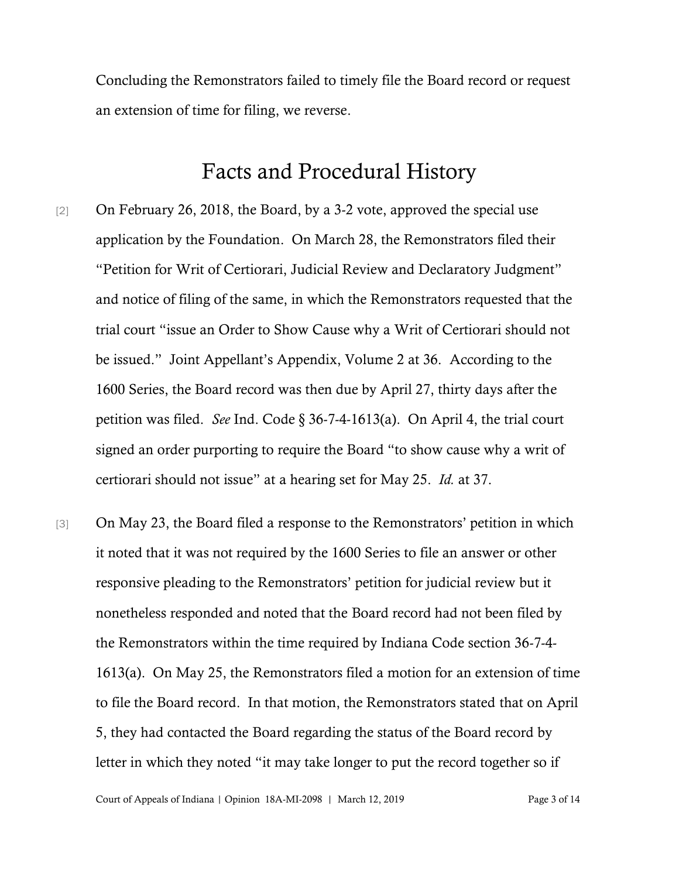Concluding the Remonstrators failed to timely file the Board record or request an extension of time for filing, we reverse.

## Facts and Procedural History

[2] On February 26, 2018, the Board, by a 3-2 vote, approved the special use application by the Foundation. On March 28, the Remonstrators filed their "Petition for Writ of Certiorari, Judicial Review and Declaratory Judgment" and notice of filing of the same, in which the Remonstrators requested that the trial court "issue an Order to Show Cause why a Writ of Certiorari should not be issued." Joint Appellant's Appendix, Volume 2 at 36. According to the 1600 Series, the Board record was then due by April 27, thirty days after the petition was filed. *See* Ind. Code § 36-7-4-1613(a). On April 4, the trial court signed an order purporting to require the Board "to show cause why a writ of certiorari should not issue" at a hearing set for May 25. *Id.* at 37.

[3] On May 23, the Board filed a response to the Remonstrators' petition in which it noted that it was not required by the 1600 Series to file an answer or other responsive pleading to the Remonstrators' petition for judicial review but it nonetheless responded and noted that the Board record had not been filed by the Remonstrators within the time required by Indiana Code section 36-7-4-1613(a). On May 25, the Remonstrators filed a motion for an extension of time to file the Board record. In that motion, the Remonstrators stated that on April 5, they had contacted the Board regarding the status of the Board record by letter in which they noted "it may take longer to put the record together so if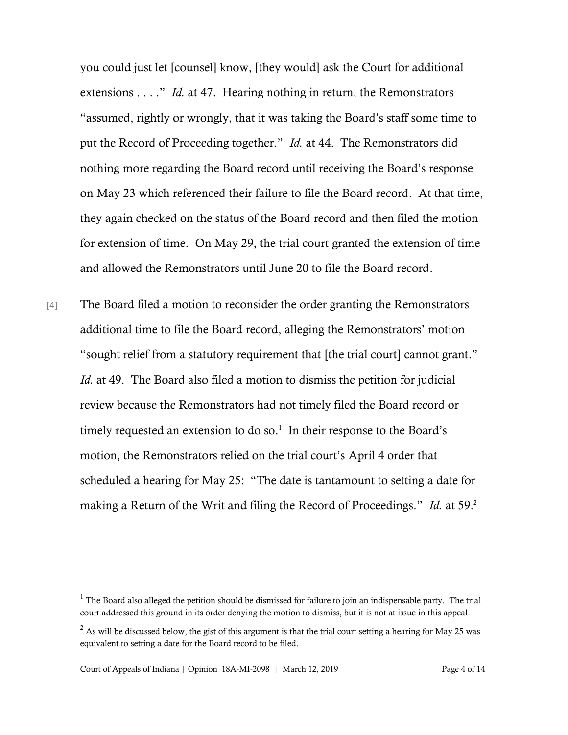you could just let [counsel] know, [they would] ask the Court for additional extensions . . . ." *Id.* at 47. Hearing nothing in return, the Remonstrators "assumed, rightly or wrongly, that it was taking the Board's staff some time to put the Record of Proceeding together." *Id.* at 44. The Remonstrators did nothing more regarding the Board record until receiving the Board's response on May 23 which referenced their failure to file the Board record. At that time, they again checked on the status of the Board record and then filed the motion for extension of time. On May 29, the trial court granted the extension of time and allowed the Remonstrators until June 20 to file the Board record.

[4] The Board filed a motion to reconsider the order granting the Remonstrators additional time to file the Board record, alleging the Remonstrators' motion "sought relief from a statutory requirement that [the trial court] cannot grant." *Id.* at 49. The Board also filed a motion to dismiss the petition for judicial review because the Remonstrators had not timely filed the Board record or timely requested an extension to do so.[1] In their response to the Board's motion, the Remonstrators relied on the trial court's April 4 order that scheduled a hearing for May 25: "The date is tantamount to setting a date for making a Return of the Writ and filing the Record of Proceedings." *Id.* at 59.[2]

---

[1] The Board also alleged the petition should be dismissed for failure to join an indispensable party. The trial court addressed this ground in its order denying the motion to dismiss, but it is not at issue in this appeal.

[2] As will be discussed below, the gist of this argument is that the trial court setting a hearing for May 25 was equivalent to setting a date for the Board record to be filed.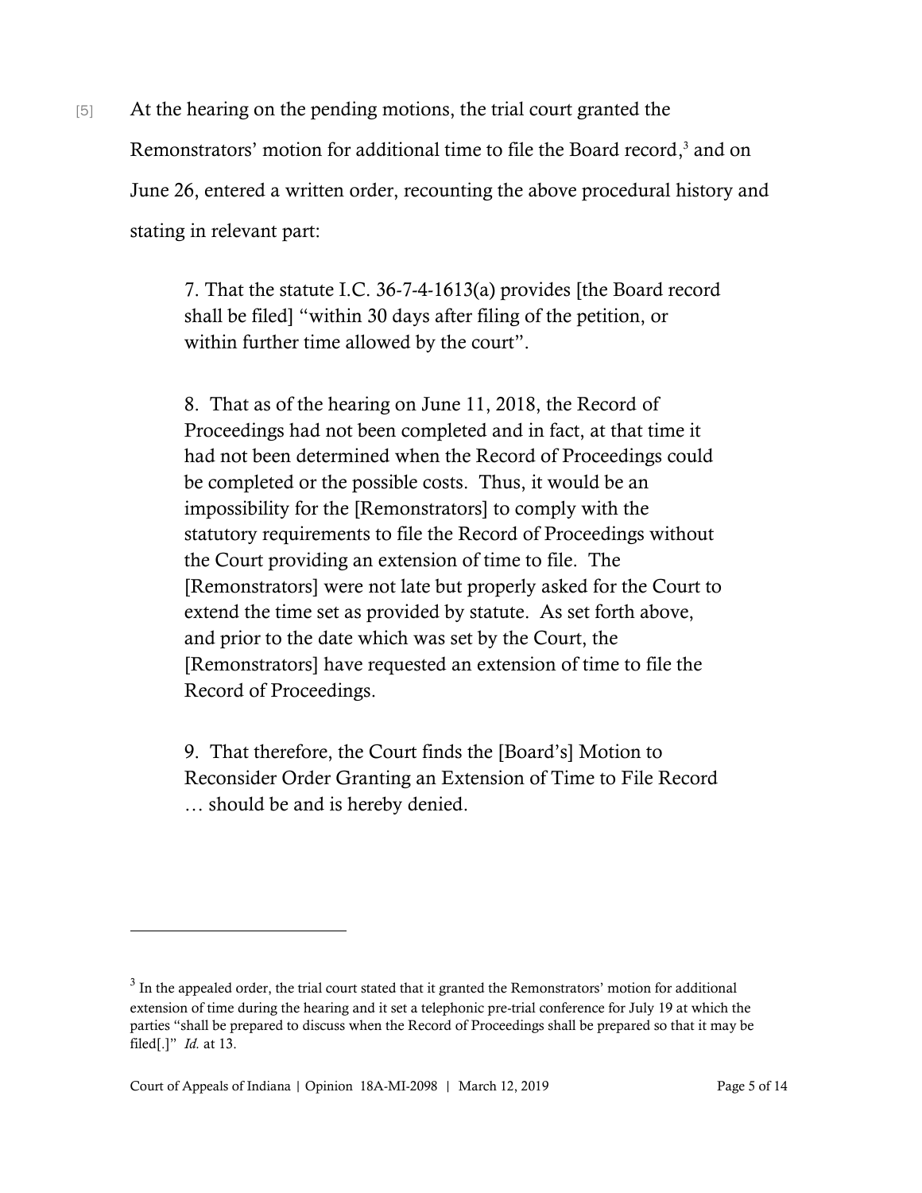[5] At the hearing on the pending motions, the trial court granted the Remonstrators' motion for additional time to file the Board record,[3] and on June 26, entered a written order, recounting the above procedural history and stating in relevant part:

> 7. That the statute I.C. 36-7-4-1613(a) provides [the Board record shall be filed] "within 30 days after filing of the petition, or within further time allowed by the court".
>
> 8. That as of the hearing on June 11, 2018, the Record of Proceedings had not been completed and in fact, at that time it had not been determined when the Record of Proceedings could be completed or the possible costs. Thus, it would be an impossibility for the [Remonstrators] to comply with the statutory requirements to file the Record of Proceedings without the Court providing an extension of time to file. The [Remonstrators] were not late but properly asked for the Court to extend the time set as provided by statute. As set forth above, and prior to the date which was set by the Court, the [Remonstrators] have requested an extension of time to file the Record of Proceedings.
>
> 9. That therefore, the Court finds the [Board's] Motion to Reconsider Order Granting an Extension of Time to File Record … should be and is hereby denied.

---

[3] In the appealed order, the trial court stated that it granted the Remonstrators' motion for additional extension of time during the hearing and it set a telephonic pre-trial conference for July 19 at which the parties "shall be prepared to discuss when the Record of Proceedings shall be prepared so that it may be filed[.]" *Id.* at 13.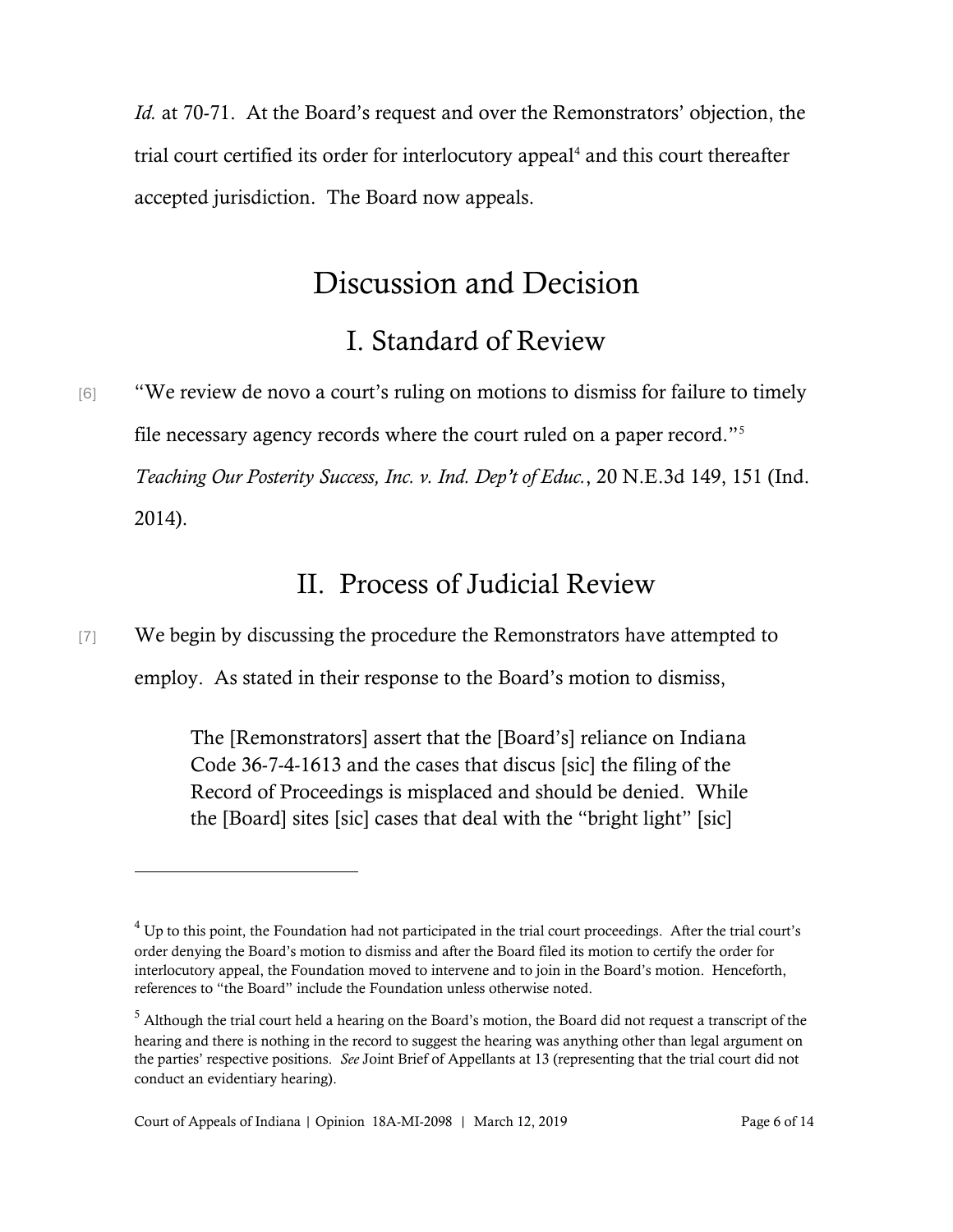*Id.* at 70-71. At the Board's request and over the Remonstrators' objection, the trial court certified its order for interlocutory appeal[4] and this court thereafter accepted jurisdiction. The Board now appeals.

# Discussion and Decision

## I. Standard of Review

[6] "We review de novo a court's ruling on motions to dismiss for failure to timely file necessary agency records where the court ruled on a paper record."[5] *Teaching Our Posterity Success, Inc. v. Ind. Dep't of Educ.*, 20 N.E.3d 149, 151 (Ind. 2014).

## II. Process of Judicial Review

[7] We begin by discussing the procedure the Remonstrators have attempted to employ. As stated in their response to the Board's motion to dismiss,

> The [Remonstrators] assert that the [Board's] reliance on Indiana Code 36-7-4-1613 and the cases that discus [sic] the filing of the Record of Proceedings is misplaced and should be denied. While the [Board] sites [sic] cases that deal with the "bright light" [sic]

---

[4] Up to this point, the Foundation had not participated in the trial court proceedings. After the trial court's order denying the Board's motion to dismiss and after the Board filed its motion to certify the order for interlocutory appeal, the Foundation moved to intervene and to join in the Board's motion. Henceforth, references to "the Board" include the Foundation unless otherwise noted.

[5] Although the trial court held a hearing on the Board's motion, the Board did not request a transcript of the hearing and there is nothing in the record to suggest the hearing was anything other than legal argument on the parties' respective positions. *See* Joint Brief of Appellants at 13 (representing that the trial court did not conduct an evidentiary hearing).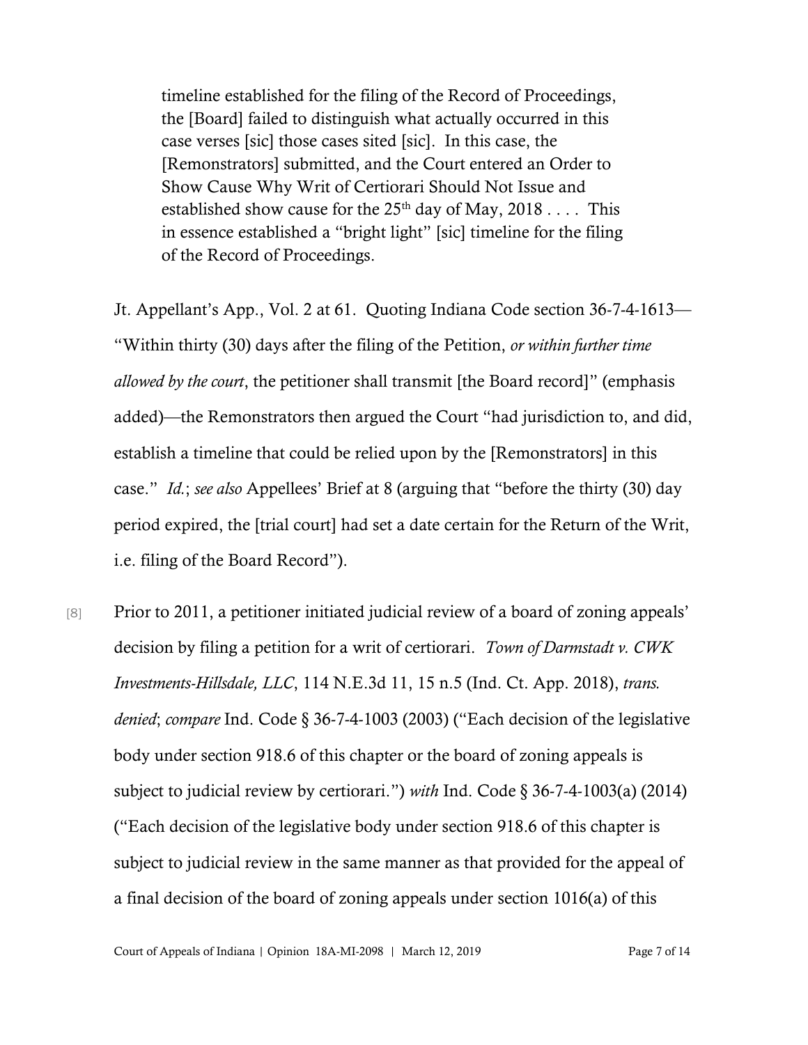> timeline established for the filing of the Record of Proceedings, the [Board] failed to distinguish what actually occurred in this case verses [sic] those cases sited [sic]. In this case, the [Remonstrators] submitted, and the Court entered an Order to Show Cause Why Writ of Certiorari Should Not Issue and established show cause for the 25th day of May, 2018 . . . . This in essence established a "bright light" [sic] timeline for the filing of the Record of Proceedings.

Jt. Appellant's App., Vol. 2 at 61. Quoting Indiana Code section 36-7-4-1613—"Within thirty (30) days after the filing of the Petition, *or within further time allowed by the court*, the petitioner shall transmit [the Board record]" (emphasis added)—the Remonstrators then argued the Court "had jurisdiction to, and did, establish a timeline that could be relied upon by the [Remonstrators] in this case." *Id.*; *see also* Appellees' Brief at 8 (arguing that "before the thirty (30) day period expired, the [trial court] had set a date certain for the Return of the Writ, i.e. filing of the Board Record").

[8] Prior to 2011, a petitioner initiated judicial review of a board of zoning appeals' decision by filing a petition for a writ of certiorari. *Town of Darmstadt v. CWK Investments-Hillsdale, LLC*, 114 N.E.3d 11, 15 n.5 (Ind. Ct. App. 2018), *trans. denied*; *compare* Ind. Code § 36-7-4-1003 (2003) ("Each decision of the legislative body under section 918.6 of this chapter or the board of zoning appeals is subject to judicial review by certiorari.") *with* Ind. Code § 36-7-4-1003(a) (2014) ("Each decision of the legislative body under section 918.6 of this chapter is subject to judicial review in the same manner as that provided for the appeal of a final decision of the board of zoning appeals under section 1016(a) of this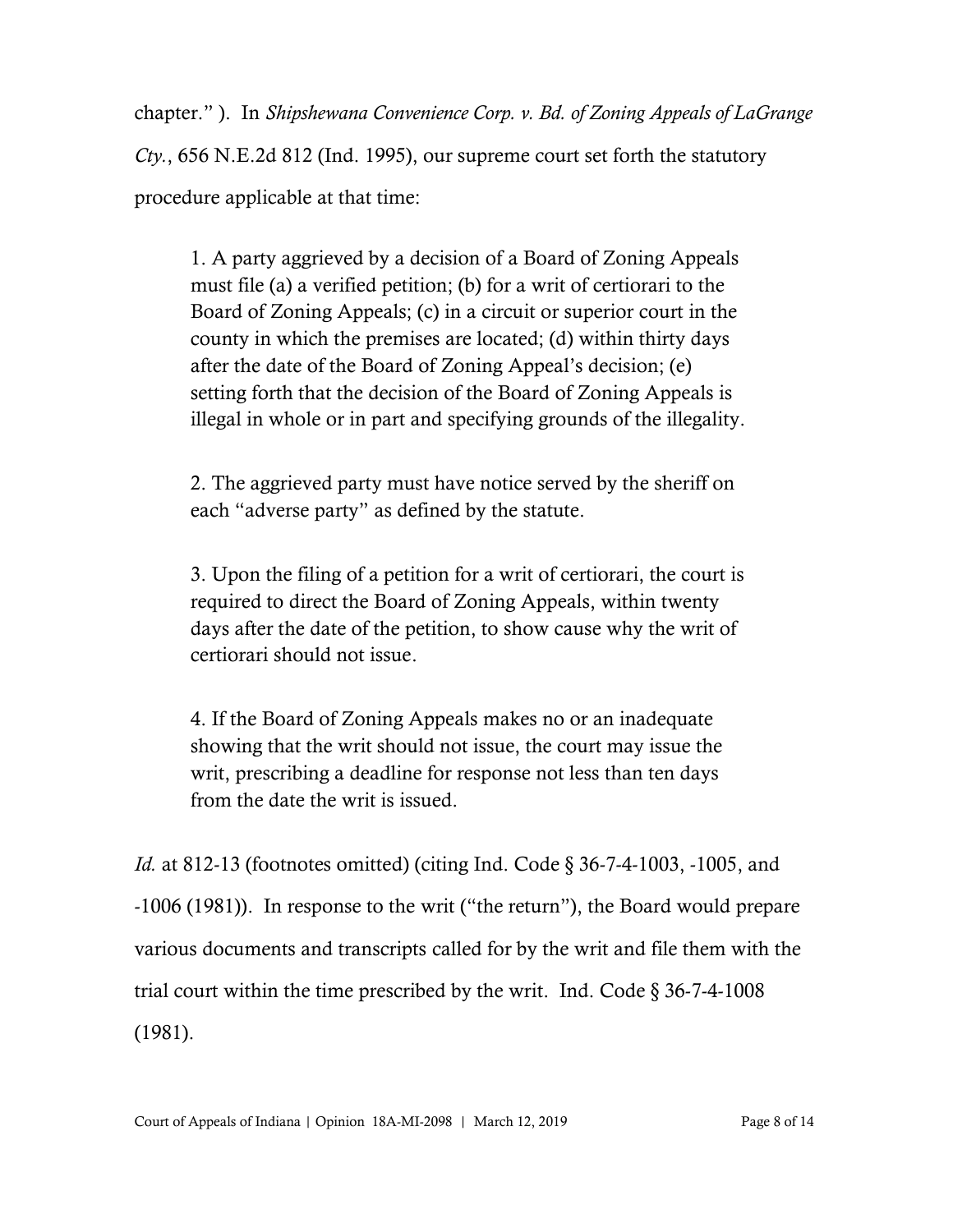chapter." ). In *Shipshewana Convenience Corp. v. Bd. of Zoning Appeals of LaGrange Cty.*, 656 N.E.2d 812 (Ind. 1995), our supreme court set forth the statutory procedure applicable at that time:

> 1. A party aggrieved by a decision of a Board of Zoning Appeals must file (a) a verified petition; (b) for a writ of certiorari to the Board of Zoning Appeals; (c) in a circuit or superior court in the county in which the premises are located; (d) within thirty days after the date of the Board of Zoning Appeal's decision; (e) setting forth that the decision of the Board of Zoning Appeals is illegal in whole or in part and specifying grounds of the illegality.
>
> 2. The aggrieved party must have notice served by the sheriff on each "adverse party" as defined by the statute.
>
> 3. Upon the filing of a petition for a writ of certiorari, the court is required to direct the Board of Zoning Appeals, within twenty days after the date of the petition, to show cause why the writ of certiorari should not issue.
>
> 4. If the Board of Zoning Appeals makes no or an inadequate showing that the writ should not issue, the court may issue the writ, prescribing a deadline for response not less than ten days from the date the writ is issued.

*Id.* at 812-13 (footnotes omitted) (citing Ind. Code § 36-7-4-1003, -1005, and -1006 (1981)). In response to the writ ("the return"), the Board would prepare various documents and transcripts called for by the writ and file them with the trial court within the time prescribed by the writ. Ind. Code § 36-7-4-1008 (1981).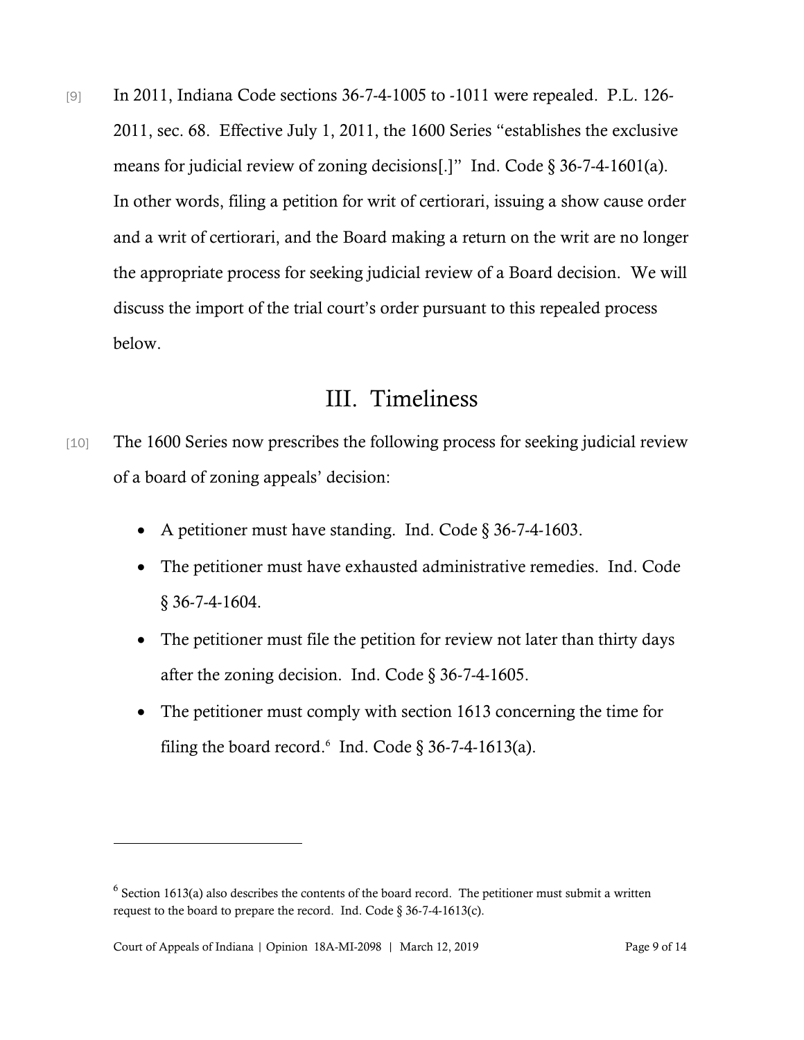[9] In 2011, Indiana Code sections 36-7-4-1005 to -1011 were repealed. P.L. 126-2011, sec. 68. Effective July 1, 2011, the 1600 Series "establishes the exclusive means for judicial review of zoning decisions[.]" Ind. Code § 36-7-4-1601(a). In other words, filing a petition for writ of certiorari, issuing a show cause order and a writ of certiorari, and the Board making a return on the writ are no longer the appropriate process for seeking judicial review of a Board decision. We will discuss the import of the trial court's order pursuant to this repealed process below.

## III. Timeliness

[10] The 1600 Series now prescribes the following process for seeking judicial review of a board of zoning appeals' decision:

- A petitioner must have standing. Ind. Code § 36-7-4-1603.
- The petitioner must have exhausted administrative remedies. Ind. Code § 36-7-4-1604.
- The petitioner must file the petition for review not later than thirty days after the zoning decision. Ind. Code § 36-7-4-1605.
- The petitioner must comply with section 1613 concerning the time for filing the board record.[6] Ind. Code § 36-7-4-1613(a).

---

[6] Section 1613(a) also describes the contents of the board record. The petitioner must submit a written request to the board to prepare the record. Ind. Code § 36-7-4-1613(c).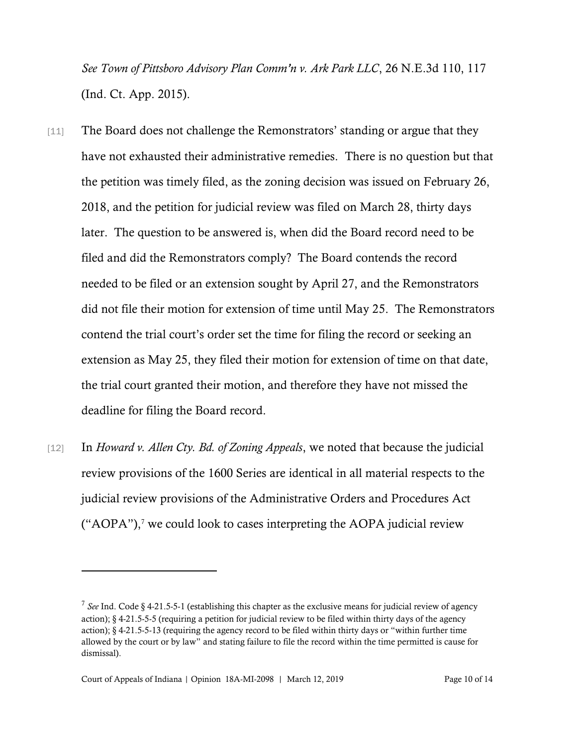*See Town of Pittsboro Advisory Plan Comm'n v. Ark Park LLC*, 26 N.E.3d 110, 117 (Ind. Ct. App. 2015).

[11] The Board does not challenge the Remonstrators' standing or argue that they have not exhausted their administrative remedies. There is no question but that the petition was timely filed, as the zoning decision was issued on February 26, 2018, and the petition for judicial review was filed on March 28, thirty days later. The question to be answered is, when did the Board record need to be filed and did the Remonstrators comply? The Board contends the record needed to be filed or an extension sought by April 27, and the Remonstrators did not file their motion for extension of time until May 25. The Remonstrators contend the trial court's order set the time for filing the record or seeking an extension as May 25, they filed their motion for extension of time on that date, the trial court granted their motion, and therefore they have not missed the deadline for filing the Board record.

[12] In *Howard v. Allen Cty. Bd. of Zoning Appeals*, we noted that because the judicial review provisions of the 1600 Series are identical in all material respects to the judicial review provisions of the Administrative Orders and Procedures Act ("AOPA"),[7] we could look to cases interpreting the AOPA judicial review

---

[7] *See* Ind. Code § 4-21.5-5-1 (establishing this chapter as the exclusive means for judicial review of agency action); § 4-21.5-5-5 (requiring a petition for judicial review to be filed within thirty days of the agency action); § 4-21.5-5-13 (requiring the agency record to be filed within thirty days or "within further time allowed by the court or by law" and stating failure to file the record within the time permitted is cause for dismissal).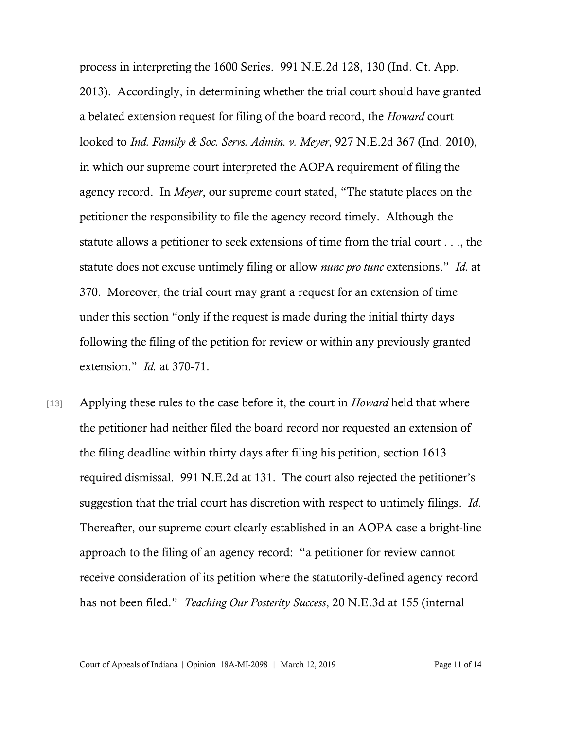process in interpreting the 1600 Series. 991 N.E.2d 128, 130 (Ind. Ct. App. 2013). Accordingly, in determining whether the trial court should have granted a belated extension request for filing of the board record, the *Howard* court looked to *Ind. Family & Soc. Servs. Admin. v. Meyer*, 927 N.E.2d 367 (Ind. 2010), in which our supreme court interpreted the AOPA requirement of filing the agency record. In *Meyer*, our supreme court stated, "The statute places on the petitioner the responsibility to file the agency record timely. Although the statute allows a petitioner to seek extensions of time from the trial court . . ., the statute does not excuse untimely filing or allow *nunc pro tunc* extensions." *Id.* at 370. Moreover, the trial court may grant a request for an extension of time under this section "only if the request is made during the initial thirty days following the filing of the petition for review or within any previously granted extension." *Id.* at 370-71.

[13] Applying these rules to the case before it, the court in *Howard* held that where the petitioner had neither filed the board record nor requested an extension of the filing deadline within thirty days after filing his petition, section 1613 required dismissal. 991 N.E.2d at 131. The court also rejected the petitioner's suggestion that the trial court has discretion with respect to untimely filings. *Id.* Thereafter, our supreme court clearly established in an AOPA case a bright-line approach to the filing of an agency record: "a petitioner for review cannot receive consideration of its petition where the statutorily-defined agency record has not been filed." *Teaching Our Posterity Success*, 20 N.E.3d at 155 (internal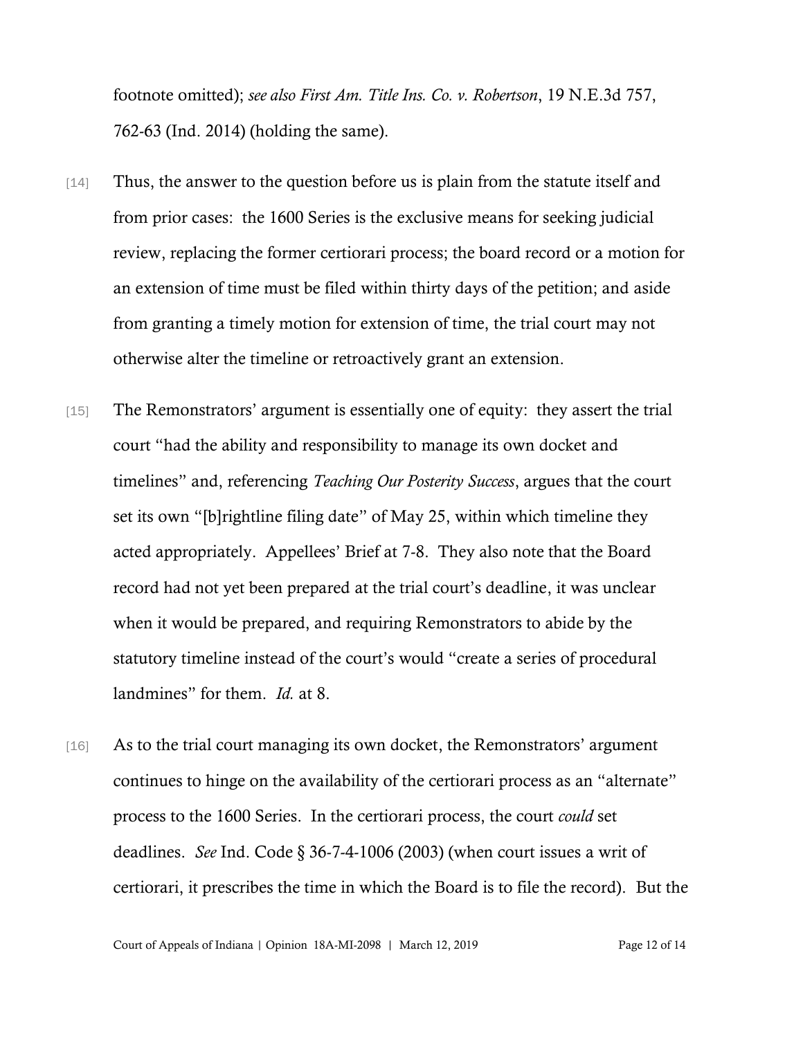footnote omitted); *see also First Am. Title Ins. Co. v. Robertson*, 19 N.E.3d 757, 762-63 (Ind. 2014) (holding the same).

[14] Thus, the answer to the question before us is plain from the statute itself and from prior cases: the 1600 Series is the exclusive means for seeking judicial review, replacing the former certiorari process; the board record or a motion for an extension of time must be filed within thirty days of the petition; and aside from granting a timely motion for extension of time, the trial court may not otherwise alter the timeline or retroactively grant an extension.

[15] The Remonstrators' argument is essentially one of equity: they assert the trial court "had the ability and responsibility to manage its own docket and timelines" and, referencing *Teaching Our Posterity Success*, argues that the court set its own "[b]rightline filing date" of May 25, within which timeline they acted appropriately. Appellees' Brief at 7-8. They also note that the Board record had not yet been prepared at the trial court's deadline, it was unclear when it would be prepared, and requiring Remonstrators to abide by the statutory timeline instead of the court's would "create a series of procedural landmines" for them. *Id.* at 8.

[16] As to the trial court managing its own docket, the Remonstrators' argument continues to hinge on the availability of the certiorari process as an "alternate" process to the 1600 Series. In the certiorari process, the court *could* set deadlines. *See* Ind. Code § 36-7-4-1006 (2003) (when court issues a writ of certiorari, it prescribes the time in which the Board is to file the record). But the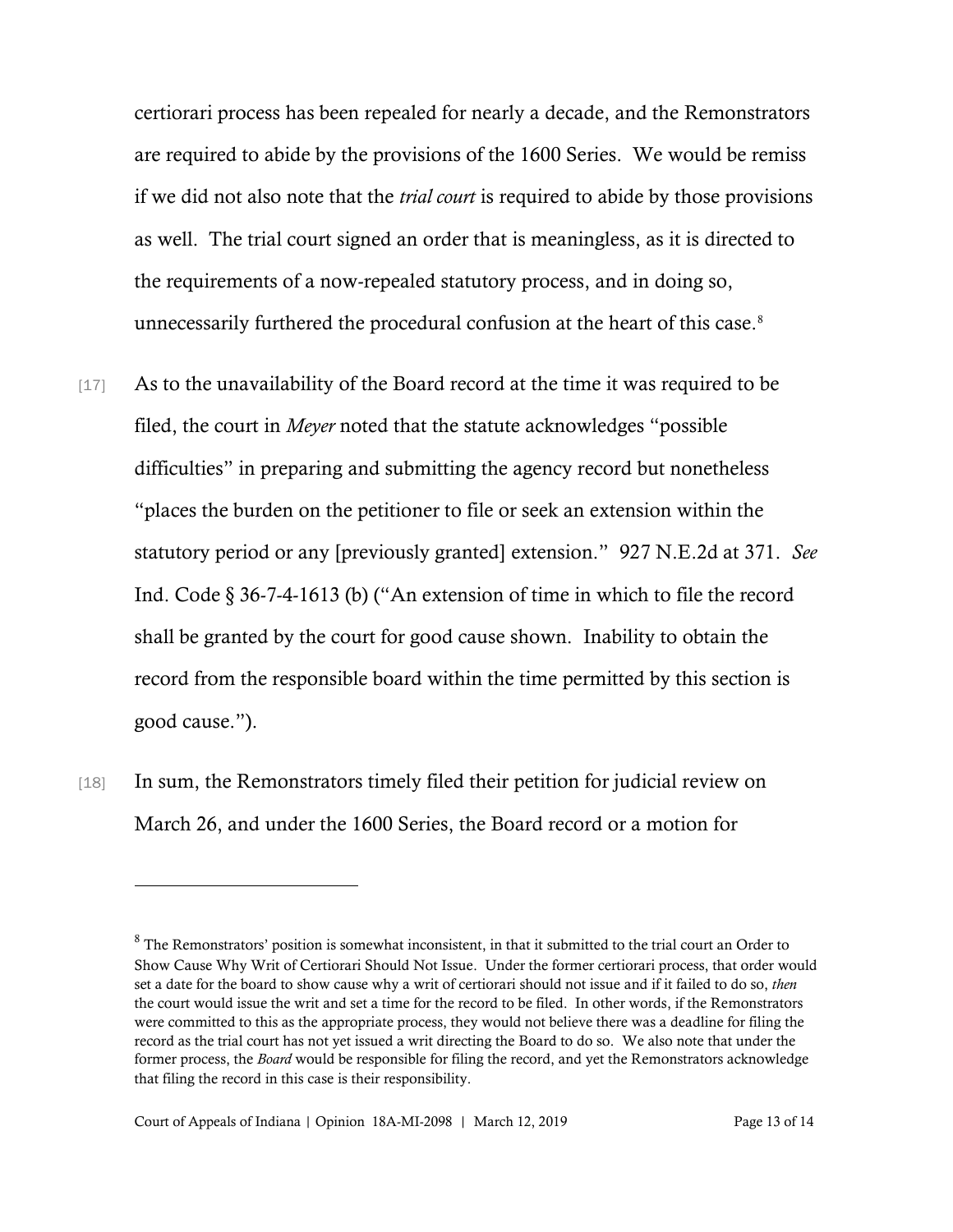certiorari process has been repealed for nearly a decade, and the Remonstrators are required to abide by the provisions of the 1600 Series. We would be remiss if we did not also note that the *trial court* is required to abide by those provisions as well. The trial court signed an order that is meaningless, as it is directed to the requirements of a now-repealed statutory process, and in doing so, unnecessarily furthered the procedural confusion at the heart of this case.[8]

[17] As to the unavailability of the Board record at the time it was required to be filed, the court in *Meyer* noted that the statute acknowledges "possible difficulties" in preparing and submitting the agency record but nonetheless "places the burden on the petitioner to file or seek an extension within the statutory period or any [previously granted] extension." 927 N.E.2d at 371. *See* Ind. Code § 36-7-4-1613 (b) ("An extension of time in which to file the record shall be granted by the court for good cause shown. Inability to obtain the record from the responsible board within the time permitted by this section is good cause.").

[18] In sum, the Remonstrators timely filed their petition for judicial review on March 26, and under the 1600 Series, the Board record or a motion for

---

[8] The Remonstrators' position is somewhat inconsistent, in that it submitted to the trial court an Order to Show Cause Why Writ of Certiorari Should Not Issue. Under the former certiorari process, that order would set a date for the board to show cause why a writ of certiorari should not issue and if it failed to do so, *then* the court would issue the writ and set a time for the record to be filed. In other words, if the Remonstrators were committed to this as the appropriate process, they would not believe there was a deadline for filing the record as the trial court has not yet issued a writ directing the Board to do so. We also note that under the former process, the *Board* would be responsible for filing the record, and yet the Remonstrators acknowledge that filing the record in this case is their responsibility.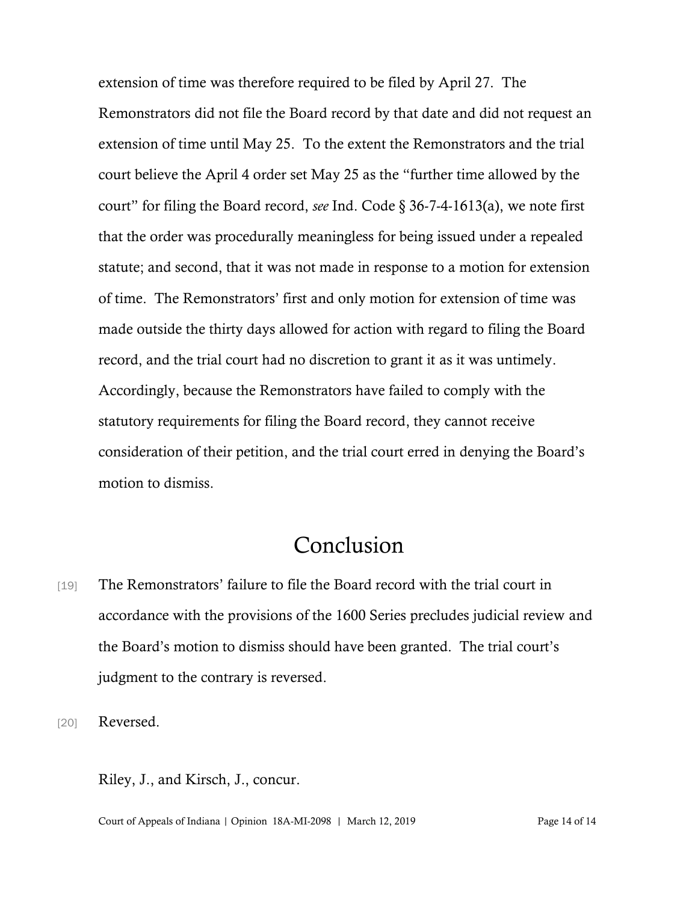extension of time was therefore required to be filed by April 27. The Remonstrators did not file the Board record by that date and did not request an extension of time until May 25. To the extent the Remonstrators and the trial court believe the April 4 order set May 25 as the "further time allowed by the court" for filing the Board record, *see* Ind. Code § 36-7-4-1613(a), we note first that the order was procedurally meaningless for being issued under a repealed statute; and second, that it was not made in response to a motion for extension of time. The Remonstrators' first and only motion for extension of time was made outside the thirty days allowed for action with regard to filing the Board record, and the trial court had no discretion to grant it as it was untimely. Accordingly, because the Remonstrators have failed to comply with the statutory requirements for filing the Board record, they cannot receive consideration of their petition, and the trial court erred in denying the Board's motion to dismiss.

# Conclusion

[19] The Remonstrators' failure to file the Board record with the trial court in accordance with the provisions of the 1600 Series precludes judicial review and the Board's motion to dismiss should have been granted. The trial court's judgment to the contrary is reversed.

[20] Reversed.

Riley, J., and Kirsch, J., concur.